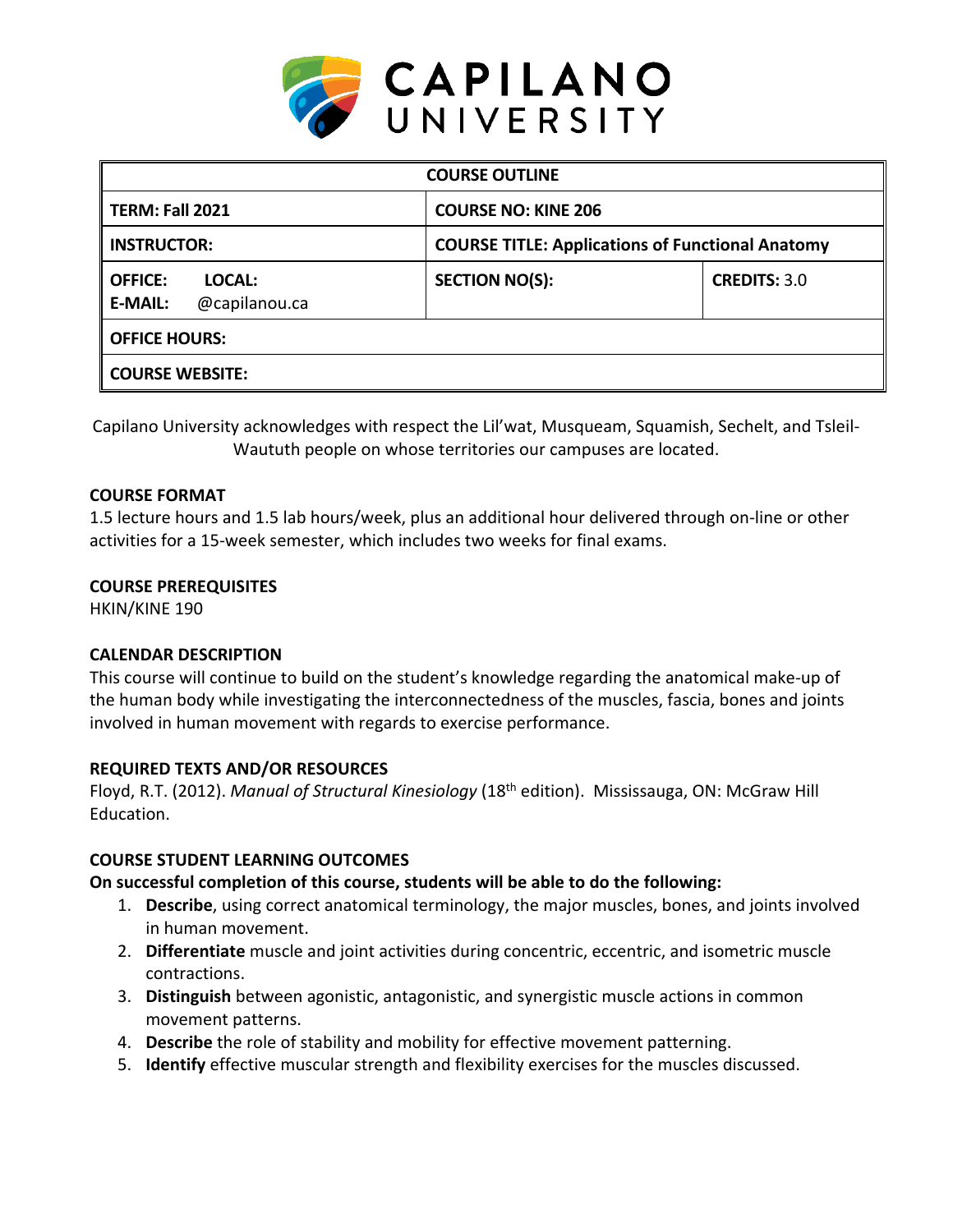# CAPILANO UNIVERSITY

| COURSE OUTLINE | | |
|---|---|---|
| **TERM: Fall 2021** | **COURSE NO: KINE 206** | |
| **INSTRUCTOR:** | **COURSE TITLE: Applications of Functional Anatomy** | |
| **OFFICE:** **LOCAL:** **E-MAIL:** @capilanou.ca | **SECTION NO(S):** | **CREDITS:** 3.0 |
| **OFFICE HOURS:** | | |
| **COURSE WEBSITE:** | | |

Capilano University acknowledges with respect the Lil'wat, Musqueam, Squamish, Sechelt, and Tsleil-Waututh people on whose territories our campuses are located.

## COURSE FORMAT

1.5 lecture hours and 1.5 lab hours/week, plus an additional hour delivered through on-line or other activities for a 15-week semester, which includes two weeks for final exams.

## COURSE PREREQUISITES

HKIN/KINE 190

## CALENDAR DESCRIPTION

This course will continue to build on the student's knowledge regarding the anatomical make-up of the human body while investigating the interconnectedness of the muscles, fascia, bones and joints involved in human movement with regards to exercise performance.

## REQUIRED TEXTS AND/OR RESOURCES

Floyd, R.T. (2012). *Manual of Structural Kinesiology* (18th edition). Mississauga, ON: McGraw Hill Education.

## COURSE STUDENT LEARNING OUTCOMES

**On successful completion of this course, students will be able to do the following:**

1. **Describe**, using correct anatomical terminology, the major muscles, bones, and joints involved in human movement.
2. **Differentiate** muscle and joint activities during concentric, eccentric, and isometric muscle contractions.
3. **Distinguish** between agonistic, antagonistic, and synergistic muscle actions in common movement patterns.
4. **Describe** the role of stability and mobility for effective movement patterning.
5. **Identify** effective muscular strength and flexibility exercises for the muscles discussed.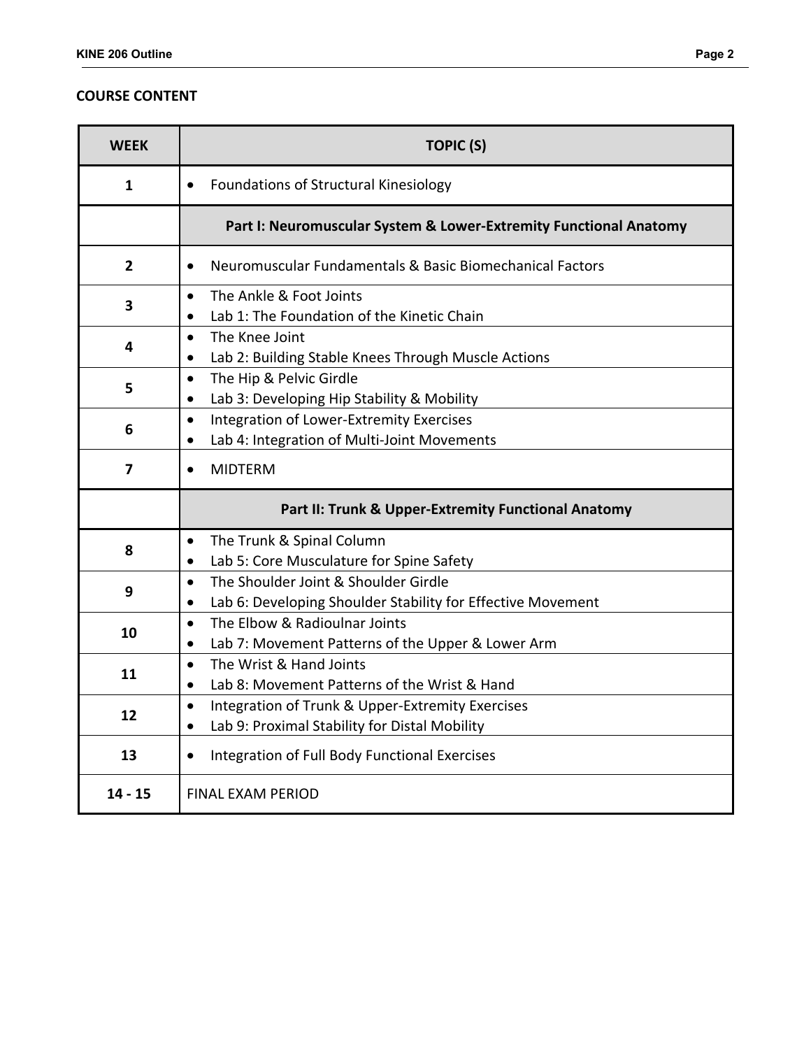## COURSE CONTENT

| WEEK | TOPIC (S) |
| --- | --- |
| 1 | • Foundations of Structural Kinesiology |
| | **Part I: Neuromuscular System & Lower-Extremity Functional Anatomy** |
| 2 | • Neuromuscular Fundamentals & Basic Biomechanical Factors |
| 3 | • The Ankle & Foot Joints<br>• Lab 1: The Foundation of the Kinetic Chain |
| 4 | • The Knee Joint<br>• Lab 2: Building Stable Knees Through Muscle Actions |
| 5 | • The Hip & Pelvic Girdle<br>• Lab 3: Developing Hip Stability & Mobility |
| 6 | • Integration of Lower-Extremity Exercises<br>• Lab 4: Integration of Multi-Joint Movements |
| 7 | • MIDTERM |
| | **Part II: Trunk & Upper-Extremity Functional Anatomy** |
| 8 | • The Trunk & Spinal Column<br>• Lab 5: Core Musculature for Spine Safety |
| 9 | • The Shoulder Joint & Shoulder Girdle<br>• Lab 6: Developing Shoulder Stability for Effective Movement |
| 10 | • The Elbow & Radioulnar Joints<br>• Lab 7: Movement Patterns of the Upper & Lower Arm |
| 11 | • The Wrist & Hand Joints<br>• Lab 8: Movement Patterns of the Wrist & Hand |
| 12 | • Integration of Trunk & Upper-Extremity Exercises<br>• Lab 9: Proximal Stability for Distal Mobility |
| 13 | • Integration of Full Body Functional Exercises |
| 14 - 15 | FINAL EXAM PERIOD |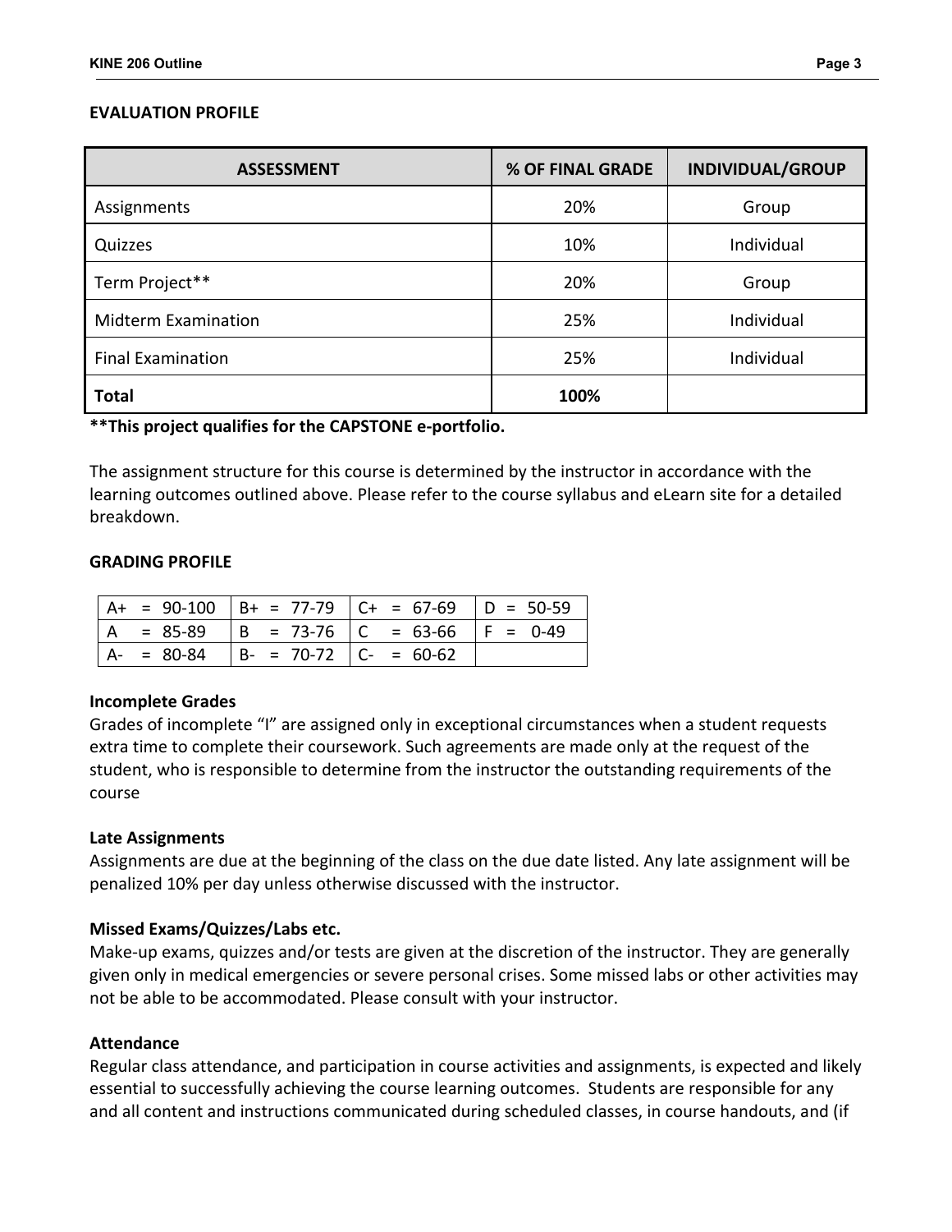**EVALUATION PROFILE**

| ASSESSMENT | % OF FINAL GRADE | INDIVIDUAL/GROUP |
|---|---|---|
| Assignments | 20% | Group |
| Quizzes | 10% | Individual |
| Term Project** | 20% | Group |
| Midterm Examination | 25% | Individual |
| Final Examination | 25% | Individual |
| **Total** | **100%** | |

****This project qualifies for the CAPSTONE e-portfolio.**

The assignment structure for this course is determined by the instructor in accordance with the learning outcomes outlined above. Please refer to the course syllabus and eLearn site for a detailed breakdown.

**GRADING PROFILE**

| | | | |
|---|---|---|---|
| A+ = 90-100 | B+ = 77-79 | C+ = 67-69 | D = 50-59 |
| A = 85-89 | B = 73-76 | C = 63-66 | F = 0-49 |
| A- = 80-84 | B- = 70-72 | C- = 60-62 | |

**Incomplete Grades**

Grades of incomplete "I" are assigned only in exceptional circumstances when a student requests extra time to complete their coursework. Such agreements are made only at the request of the student, who is responsible to determine from the instructor the outstanding requirements of the course

**Late Assignments**

Assignments are due at the beginning of the class on the due date listed. Any late assignment will be penalized 10% per day unless otherwise discussed with the instructor.

**Missed Exams/Quizzes/Labs etc.**

Make-up exams, quizzes and/or tests are given at the discretion of the instructor. They are generally given only in medical emergencies or severe personal crises. Some missed labs or other activities may not be able to be accommodated. Please consult with your instructor.

**Attendance**

Regular class attendance, and participation in course activities and assignments, is expected and likely essential to successfully achieving the course learning outcomes. Students are responsible for any and all content and instructions communicated during scheduled classes, in course handouts, and (if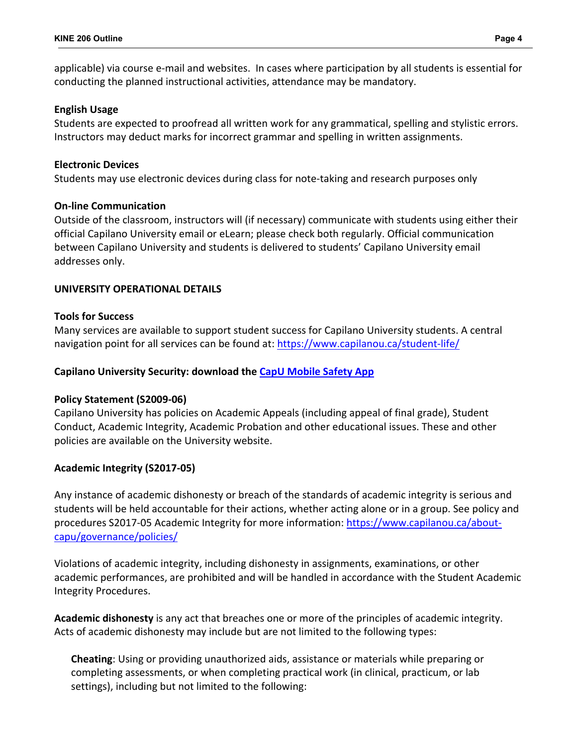applicable) via course e-mail and websites. In cases where participation by all students is essential for conducting the planned instructional activities, attendance may be mandatory.

**English Usage**

Students are expected to proofread all written work for any grammatical, spelling and stylistic errors. Instructors may deduct marks for incorrect grammar and spelling in written assignments.

**Electronic Devices**

Students may use electronic devices during class for note-taking and research purposes only

**On-line Communication**

Outside of the classroom, instructors will (if necessary) communicate with students using either their official Capilano University email or eLearn; please check both regularly. Official communication between Capilano University and students is delivered to students' Capilano University email addresses only.

## UNIVERSITY OPERATIONAL DETAILS

**Tools for Success**

Many services are available to support student success for Capilano University students. A central navigation point for all services can be found at: https://www.capilanou.ca/student-life/

**Capilano University Security: download the CapU Mobile Safety App**

**Policy Statement (S2009-06)**

Capilano University has policies on Academic Appeals (including appeal of final grade), Student Conduct, Academic Integrity, Academic Probation and other educational issues. These and other policies are available on the University website.

**Academic Integrity (S2017-05)**

Any instance of academic dishonesty or breach of the standards of academic integrity is serious and students will be held accountable for their actions, whether acting alone or in a group. See policy and procedures S2017-05 Academic Integrity for more information: https://www.capilanou.ca/about-capu/governance/policies/

Violations of academic integrity, including dishonesty in assignments, examinations, or other academic performances, are prohibited and will be handled in accordance with the Student Academic Integrity Procedures.

**Academic dishonesty** is any act that breaches one or more of the principles of academic integrity. Acts of academic dishonesty may include but are not limited to the following types:

**Cheating**: Using or providing unauthorized aids, assistance or materials while preparing or completing assessments, or when completing practical work (in clinical, practicum, or lab settings), including but not limited to the following: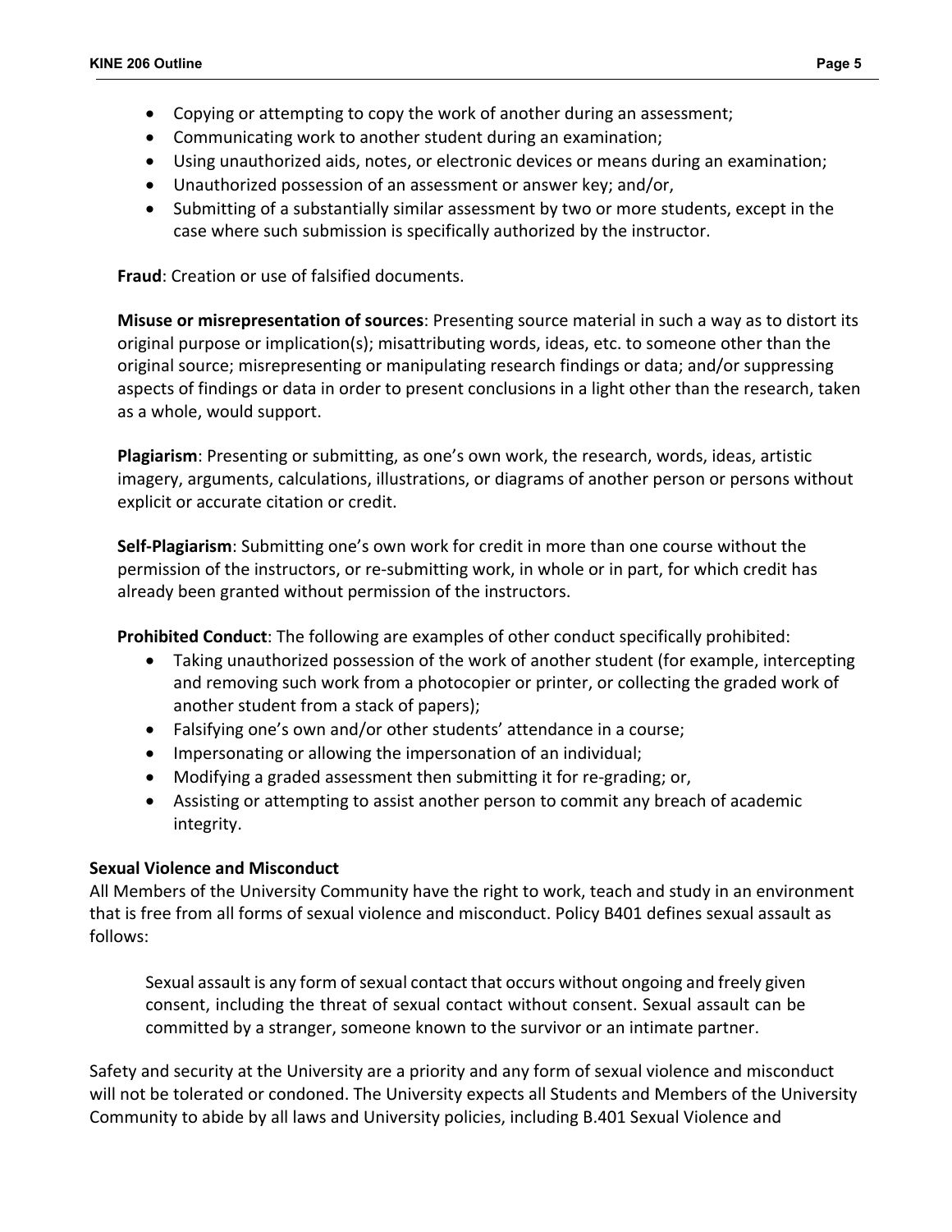- Copying or attempting to copy the work of another during an assessment;
- Communicating work to another student during an examination;
- Using unauthorized aids, notes, or electronic devices or means during an examination;
- Unauthorized possession of an assessment or answer key; and/or,
- Submitting of a substantially similar assessment by two or more students, except in the case where such submission is specifically authorized by the instructor.

**Fraud**: Creation or use of falsified documents.

**Misuse or misrepresentation of sources**: Presenting source material in such a way as to distort its original purpose or implication(s); misattributing words, ideas, etc. to someone other than the original source; misrepresenting or manipulating research findings or data; and/or suppressing aspects of findings or data in order to present conclusions in a light other than the research, taken as a whole, would support.

**Plagiarism**: Presenting or submitting, as one's own work, the research, words, ideas, artistic imagery, arguments, calculations, illustrations, or diagrams of another person or persons without explicit or accurate citation or credit.

**Self-Plagiarism**: Submitting one's own work for credit in more than one course without the permission of the instructors, or re-submitting work, in whole or in part, for which credit has already been granted without permission of the instructors.

**Prohibited Conduct**: The following are examples of other conduct specifically prohibited:

- Taking unauthorized possession of the work of another student (for example, intercepting and removing such work from a photocopier or printer, or collecting the graded work of another student from a stack of papers);
- Falsifying one's own and/or other students' attendance in a course;
- Impersonating or allowing the impersonation of an individual;
- Modifying a graded assessment then submitting it for re-grading; or,
- Assisting or attempting to assist another person to commit any breach of academic integrity.

**Sexual Violence and Misconduct**

All Members of the University Community have the right to work, teach and study in an environment that is free from all forms of sexual violence and misconduct. Policy B401 defines sexual assault as follows:

> Sexual assault is any form of sexual contact that occurs without ongoing and freely given consent, including the threat of sexual contact without consent. Sexual assault can be committed by a stranger, someone known to the survivor or an intimate partner.

Safety and security at the University are a priority and any form of sexual violence and misconduct will not be tolerated or condoned. The University expects all Students and Members of the University Community to abide by all laws and University policies, including B.401 Sexual Violence and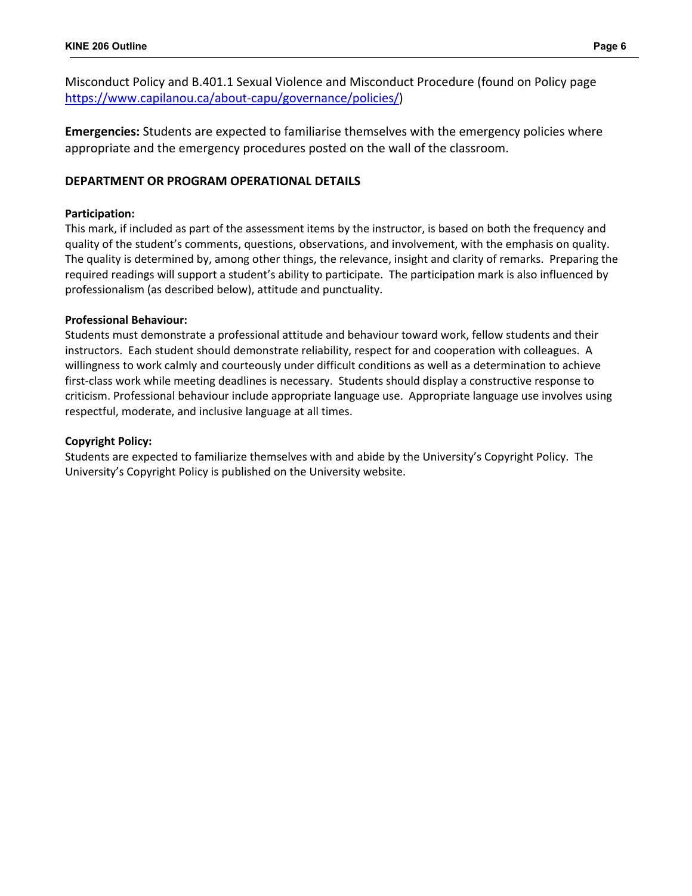Misconduct Policy and B.401.1 Sexual Violence and Misconduct Procedure (found on Policy page https://www.capilanou.ca/about-capu/governance/policies/)

**Emergencies:** Students are expected to familiarise themselves with the emergency policies where appropriate and the emergency procedures posted on the wall of the classroom.

## DEPARTMENT OR PROGRAM OPERATIONAL DETAILS

**Participation:**

This mark, if included as part of the assessment items by the instructor, is based on both the frequency and quality of the student's comments, questions, observations, and involvement, with the emphasis on quality. The quality is determined by, among other things, the relevance, insight and clarity of remarks. Preparing the required readings will support a student's ability to participate. The participation mark is also influenced by professionalism (as described below), attitude and punctuality.

**Professional Behaviour:**

Students must demonstrate a professional attitude and behaviour toward work, fellow students and their instructors. Each student should demonstrate reliability, respect for and cooperation with colleagues. A willingness to work calmly and courteously under difficult conditions as well as a determination to achieve first-class work while meeting deadlines is necessary. Students should display a constructive response to criticism. Professional behaviour include appropriate language use. Appropriate language use involves using respectful, moderate, and inclusive language at all times.

**Copyright Policy:**

Students are expected to familiarize themselves with and abide by the University's Copyright Policy. The University's Copyright Policy is published on the University website.